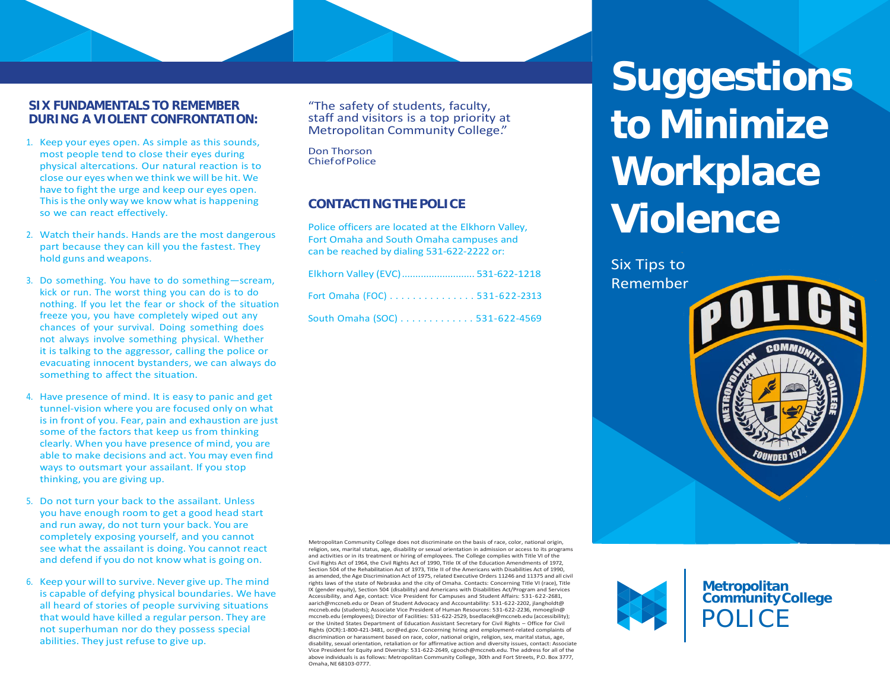# Suggestions to Minimize Workplace Violence

Six Tips to Remember

## SIX FUNDAMENTALS TO REMEMBER DURING A VIOLENT CONFRONTATION:

1. Keep your eyes open. As simple as this sounds, most people tend to close their eyes during physical altercations. Our natural reaction is to close our eyes when we think we will be hit. We have to fight the urge and keep our eyes open. This is the only way we know what is happening so we can react effectively.

2. Watch their hands. Hands are the most dangerous part because they can kill you the fastest. They hold guns and weapons.

3. Do something. You have to do something—scream, kick or run. The worst thing you can do is to do nothing. If you let the fear or shock of the situation freeze you, you have completely wiped out any chances of your survival. Doing something does not always involve something physical. Whether it is talking to the aggressor, calling the police or evacuating innocent bystanders, we can always do something to affect the situation.

4. Have presence of mind. It is easy to panic and get tunnel-vision where you are focused only on what is in front of you. Fear, pain and exhaustion are just some of the factors that keep us from thinking clearly. When you have presence of mind, you are able to make decisions and act. You may even find ways to outsmart your assailant. If you stop thinking, you are giving up.

5. Do not turn your back to the assailant. Unless you have enough room to get a good head start and run away, do not turn your back. You are completely exposing yourself, and you cannot see what the assailant is doing. You cannot react and defend if you do not know what is going on.

6. Keep your will to survive. Never give up. The mind is capable of defying physical boundaries. We have all heard of stories of people surviving situations that would have killed a regular person. They are not superhuman nor do they possess special abilities. They just refuse to give up.

"The safety of students, faculty, staff and visitors is a top priority at Metropolitan Community College."

Don Thorson
Chief of Police

## CONTACTING THE POLICE

Police officers are located at the Elkhorn Valley, Fort Omaha and South Omaha campuses and can be reached by dialing 531-622-2222 or:

Elkhorn Valley (EVC)........................... 531-622-1218

Fort Omaha (FOC) . . . . . . . . . . . . . . . . 531-622-2313

South Omaha (SOC) . . . . . . . . . . . . . 531-622-4569

Metropolitan Community College does not discriminate on the basis of race, color, national origin, religion, sex, marital status, age, disability or sexual orientation in admission or access to its programs and activities or in its treatment or hiring of employees. The College complies with Title VI of the Civil Rights Act of 1964, the Civil Rights Act of 1990, Title IX of the Education Amendments of 1972, Section 504 of the Rehabilitation Act of 1973, Title II of the Americans with Disabilities Act of 1990, as amended, the Age Discrimination Act of 1975, related Executive Orders 11246 and 11375 and all civil rights laws of the state of Nebraska and the city of Omaha. Contacts: Concerning Title VI (race), Title IX (gender equity), Section 504 (disability) and Americans with Disabilities Act/Program and Services Accessibility, and Age, contact: Vice President for Campuses and Student Affairs: 531-622-2681, aarich@mccneb.edu or Dean of Student Advocacy and Accountability: 531-622-2202, jlangholdt@mccneb.edu (students); Associate Vice President of Human Resources: 531-622-2236, mmoeglin@mccneb.edu (employees); Director of Facilities: 531-622-2529, bsedlacek@mccneb.edu (accessibility); or the United States Department of Education Assistant Secretary for Civil Rights – Office for Civil Rights (OCR):1-800-421-3481, ocr@ed.gov. Concerning hiring and employment-related complaints of discrimination or harassment based on race, color, national origin, religion, sex, marital status, age, disability, sexual orientation, retaliation or for affirmative action and diversity issues, contact: Associate Vice President for Equity and Diversity: 531-622-2649, cgooch@mccneb.edu. The address for all of the above individuals is as follows: Metropolitan Community College, 30th and Fort Streets, P.O. Box 3777, Omaha, NE 68103-0777.

Metropolitan Community College POLICE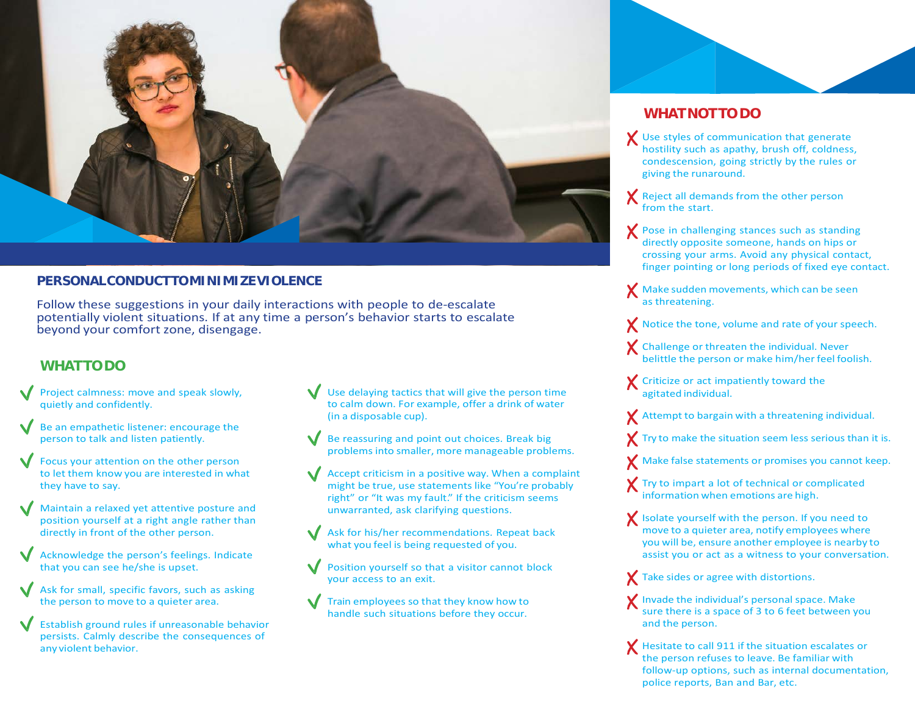## PERSONAL CONDUCT TO MINIMIZE VIOLENCE

Follow these suggestions in your daily interactions with people to de-escalate potentially violent situations. If at any time a person's behavior starts to escalate beyond your comfort zone, disengage.

### WHAT TO DO

- Project calmness: move and speak slowly, quietly and confidently.
- Be an empathetic listener: encourage the person to talk and listen patiently.
- Focus your attention on the other person to let them know you are interested in what they have to say.
- Maintain a relaxed yet attentive posture and position yourself at a right angle rather than directly in front of the other person.
- Acknowledge the person's feelings. Indicate that you can see he/she is upset.
- Ask for small, specific favors, such as asking the person to move to a quieter area.
- Establish ground rules if unreasonable behavior persists. Calmly describe the consequences of any violent behavior.
- Use delaying tactics that will give the person time to calm down. For example, offer a drink of water (in a disposable cup).
- Be reassuring and point out choices. Break big problems into smaller, more manageable problems.
- Accept criticism in a positive way. When a complaint might be true, use statements like "You're probably right" or "It was my fault." If the criticism seems unwarranted, ask clarifying questions.
- Ask for his/her recommendations. Repeat back what you feel is being requested of you.
- Position yourself so that a visitor cannot block your access to an exit.
- Train employees so that they know how to handle such situations before they occur.

### WHAT NOT TO DO

- Use styles of communication that generate hostility such as apathy, brush off, coldness, condescension, going strictly by the rules or giving the runaround.
- Reject all demands from the other person from the start.
- Pose in challenging stances such as standing directly opposite someone, hands on hips or crossing your arms. Avoid any physical contact, finger pointing or long periods of fixed eye contact.
- Make sudden movements, which can be seen as threatening.
- Notice the tone, volume and rate of your speech.
- Challenge or threaten the individual. Never belittle the person or make him/her feel foolish.
- Criticize or act impatiently toward the agitated individual.
- Attempt to bargain with a threatening individual.
- Try to make the situation seem less serious than it is.
- Make false statements or promises you cannot keep.
- Try to impart a lot of technical or complicated information when emotions are high.
- Isolate yourself with the person. If you need to move to a quieter area, notify employees where you will be, ensure another employee is nearby to assist you or act as a witness to your conversation.
- Take sides or agree with distortions.
- Invade the individual's personal space. Make sure there is a space of 3 to 6 feet between you and the person.
- Hesitate to call 911 if the situation escalates or the person refuses to leave. Be familiar with follow-up options, such as internal documentation, police reports, Ban and Bar, etc.